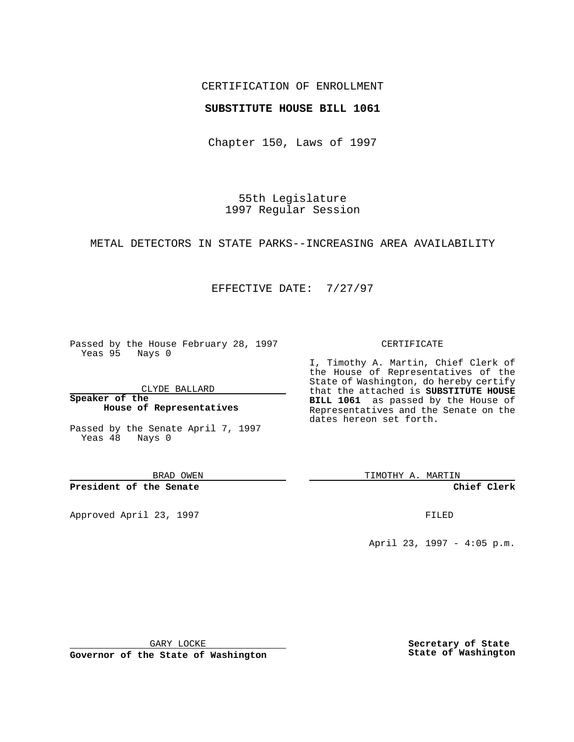CERTIFICATION OF ENROLLMENT

**SUBSTITUTE HOUSE BILL 1061**

Chapter 150, Laws of 1997

55th Legislature
1997 Regular Session

METAL DETECTORS IN STATE PARKS--INCREASING AREA AVAILABILITY

EFFECTIVE DATE: 7/27/97

Passed by the House February 28, 1997
Yeas 95 Nays 0

CLYDE BALLARD

**Speaker of the House of Representatives**

Passed by the Senate April 7, 1997
Yeas 48 Nays 0

BRAD OWEN

**President of the Senate**

Approved April 23, 1997

GARY LOCKE

**Governor of the State of Washington**

CERTIFICATE

I, Timothy A. Martin, Chief Clerk of the House of Representatives of the State of Washington, do hereby certify that the attached is **SUBSTITUTE HOUSE BILL 1061** as passed by the House of Representatives and the Senate on the dates hereon set forth.

TIMOTHY A. MARTIN

**Chief Clerk**

FILED

April 23, 1997 - 4:05 p.m.

**Secretary of State State of Washington**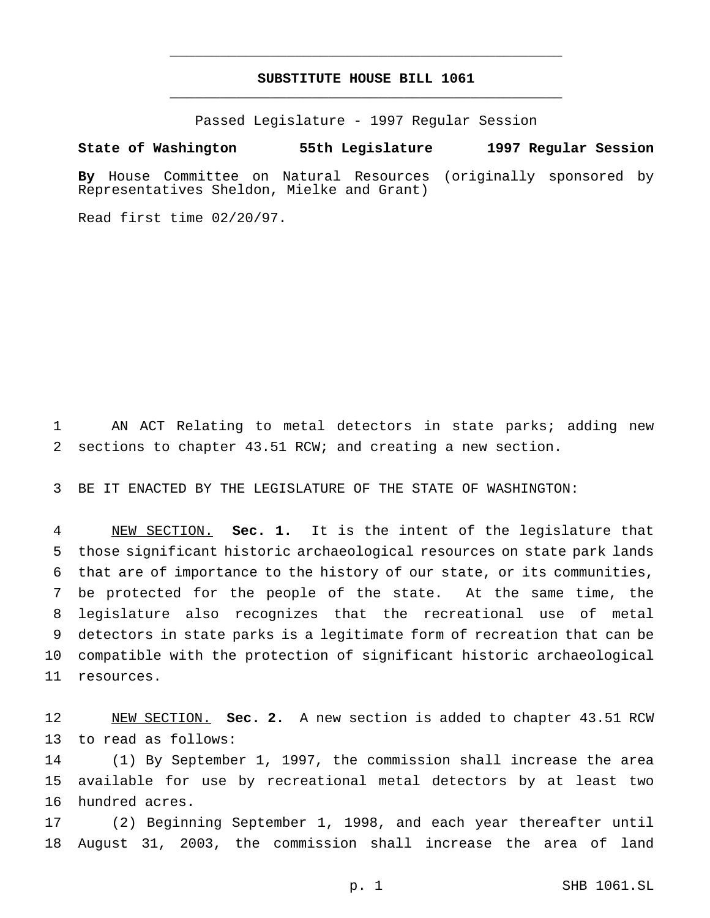# SUBSTITUTE HOUSE BILL 1061

Passed Legislature - 1997 Regular Session

**State of Washington 55th Legislature 1997 Regular Session**

**By** House Committee on Natural Resources (originally sponsored by Representatives Sheldon, Mielke and Grant)

Read first time 02/20/97.

AN ACT Relating to metal detectors in state parks; adding new sections to chapter 43.51 RCW; and creating a new section.

BE IT ENACTED BY THE LEGISLATURE OF THE STATE OF WASHINGTON:

NEW SECTION. **Sec. 1.** It is the intent of the legislature that those significant historic archaeological resources on state park lands that are of importance to the history of our state, or its communities, be protected for the people of the state. At the same time, the legislature also recognizes that the recreational use of metal detectors in state parks is a legitimate form of recreation that can be compatible with the protection of significant historic archaeological resources.

NEW SECTION. **Sec. 2.** A new section is added to chapter 43.51 RCW to read as follows:

(1) By September 1, 1997, the commission shall increase the area available for use by recreational metal detectors by at least two hundred acres.

(2) Beginning September 1, 1998, and each year thereafter until August 31, 2003, the commission shall increase the area of land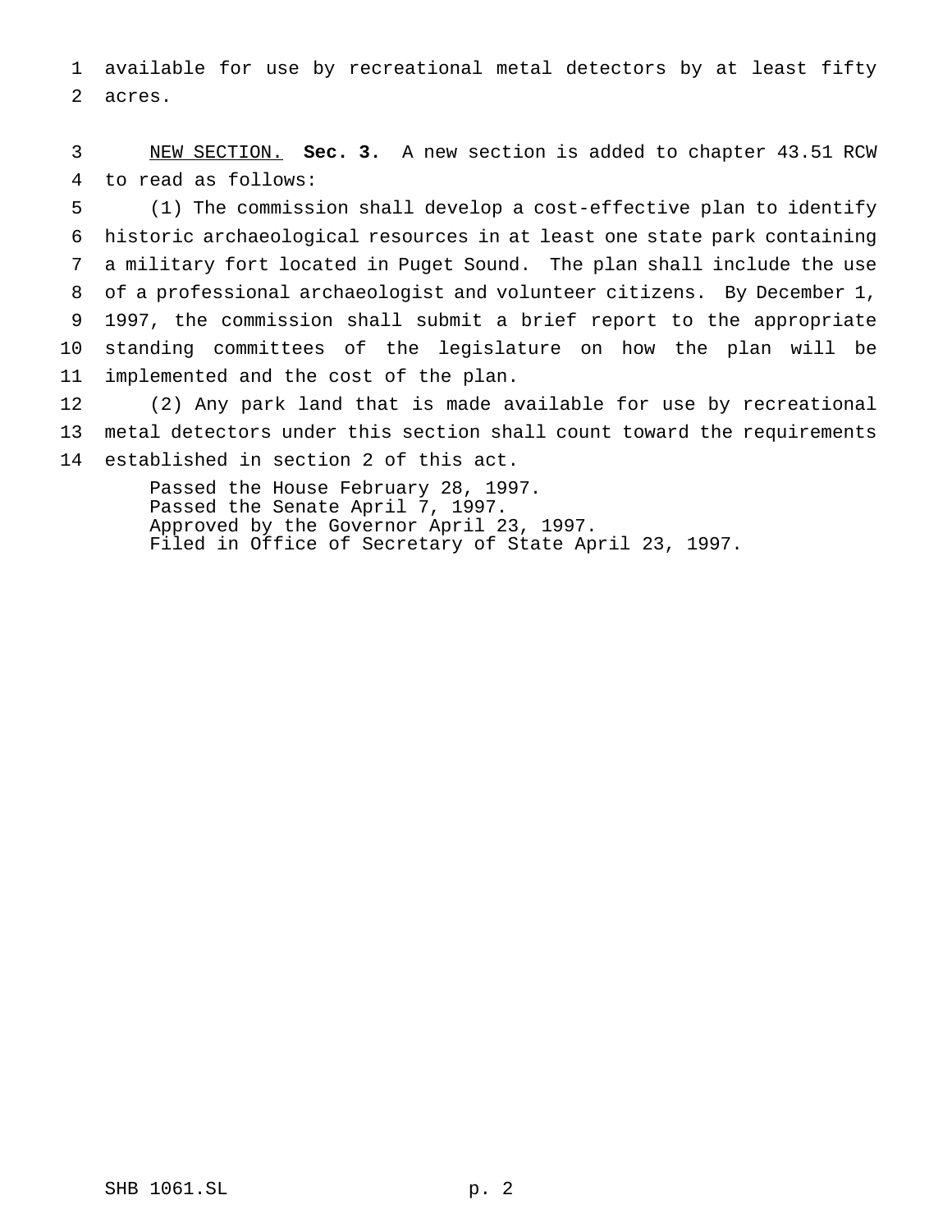available for use by recreational metal detectors by at least fifty acres.

NEW SECTION. **Sec. 3.** A new section is added to chapter 43.51 RCW to read as follows:

(1) The commission shall develop a cost-effective plan to identify historic archaeological resources in at least one state park containing a military fort located in Puget Sound. The plan shall include the use of a professional archaeologist and volunteer citizens. By December 1, 1997, the commission shall submit a brief report to the appropriate standing committees of the legislature on how the plan will be implemented and the cost of the plan.

(2) Any park land that is made available for use by recreational metal detectors under this section shall count toward the requirements established in section 2 of this act.

Passed the House February 28, 1997.
Passed the Senate April 7, 1997.
Approved by the Governor April 23, 1997.
Filed in Office of Secretary of State April 23, 1997.